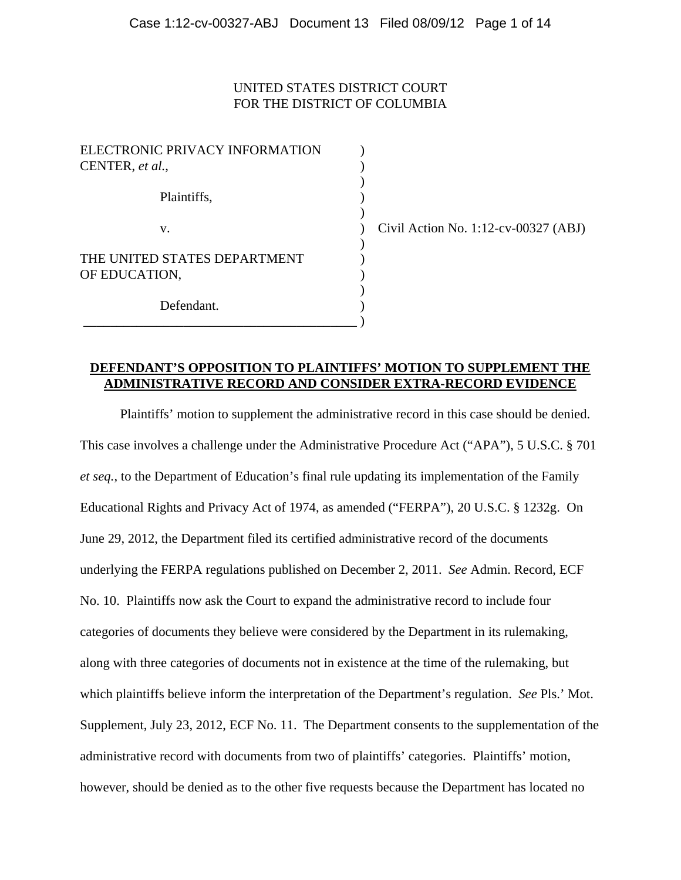UNITED STATES DISTRICT COURT
FOR THE DISTRICT OF COLUMBIA

| | | |
|---|---|---|
| ELECTRONIC PRIVACY INFORMATION CENTER, *et al.*, | ) | |
| Plaintiffs, | ) | |
| v. | ) | Civil Action No. 1:12-cv-00327 (ABJ) |
| THE UNITED STATES DEPARTMENT OF EDUCATION, | ) | |
| Defendant. | ) | |

**DEFENDANT'S OPPOSITION TO PLAINTIFFS' MOTION TO SUPPLEMENT THE ADMINISTRATIVE RECORD AND CONSIDER EXTRA-RECORD EVIDENCE**

Plaintiffs' motion to supplement the administrative record in this case should be denied. This case involves a challenge under the Administrative Procedure Act ("APA"), 5 U.S.C. § 701 *et seq.*, to the Department of Education's final rule updating its implementation of the Family Educational Rights and Privacy Act of 1974, as amended ("FERPA"), 20 U.S.C. § 1232g. On June 29, 2012, the Department filed its certified administrative record of the documents underlying the FERPA regulations published on December 2, 2011. *See* Admin. Record, ECF No. 10. Plaintiffs now ask the Court to expand the administrative record to include four categories of documents they believe were considered by the Department in its rulemaking, along with three categories of documents not in existence at the time of the rulemaking, but which plaintiffs believe inform the interpretation of the Department's regulation. *See* Pls.' Mot. Supplement, July 23, 2012, ECF No. 11. The Department consents to the supplementation of the administrative record with documents from two of plaintiffs' categories. Plaintiffs' motion, however, should be denied as to the other five requests because the Department has located no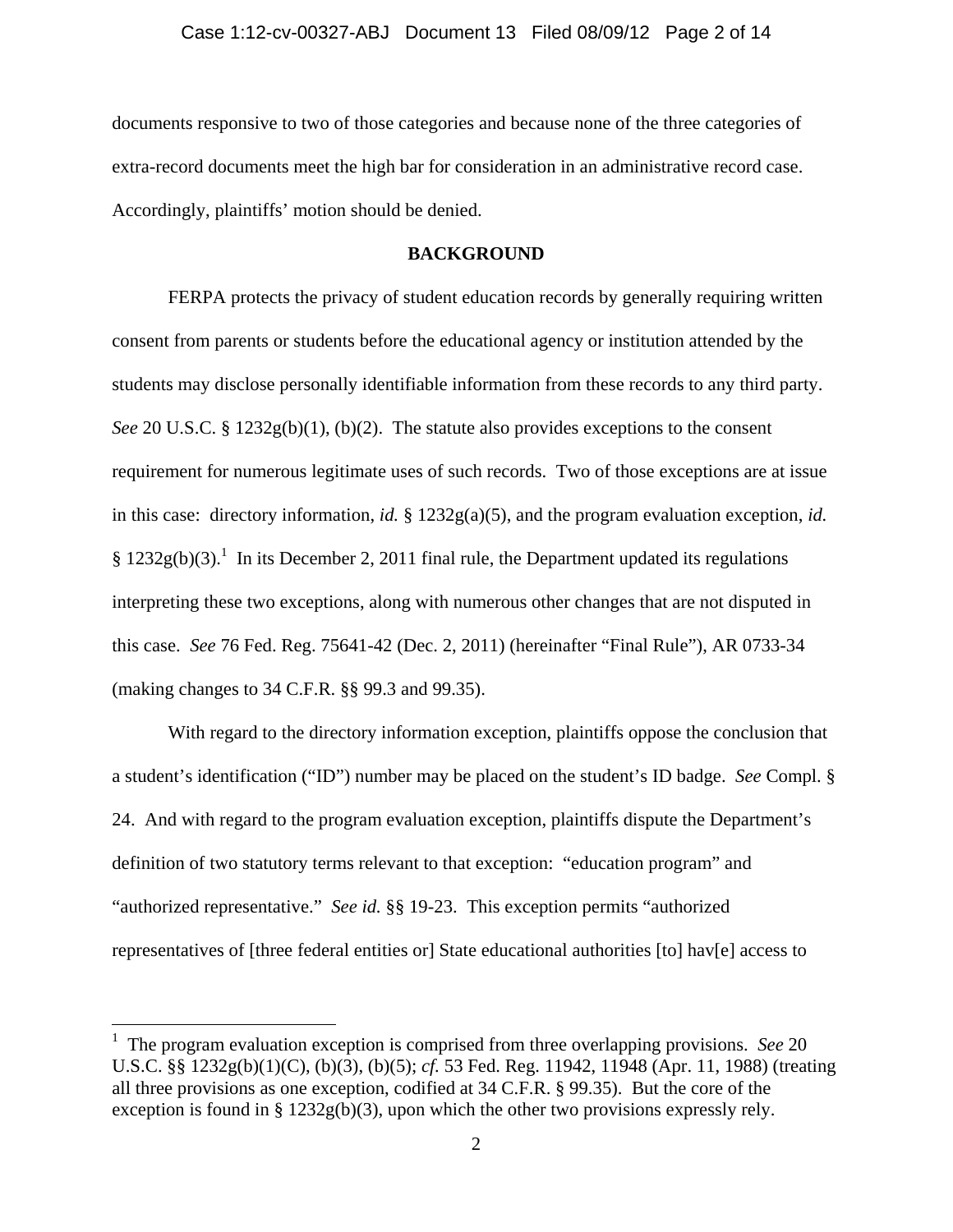documents responsive to two of those categories and because none of the three categories of extra-record documents meet the high bar for consideration in an administrative record case. Accordingly, plaintiffs' motion should be denied.

## BACKGROUND

FERPA protects the privacy of student education records by generally requiring written consent from parents or students before the educational agency or institution attended by the students may disclose personally identifiable information from these records to any third party. *See* 20 U.S.C. § 1232g(b)(1), (b)(2). The statute also provides exceptions to the consent requirement for numerous legitimate uses of such records. Two of those exceptions are at issue in this case: directory information, *id.* § 1232g(a)(5), and the program evaluation exception, *id.* § 1232g(b)(3).[1] In its December 2, 2011 final rule, the Department updated its regulations interpreting these two exceptions, along with numerous other changes that are not disputed in this case. *See* 76 Fed. Reg. 75641-42 (Dec. 2, 2011) (hereinafter "Final Rule"), AR 0733-34 (making changes to 34 C.F.R. §§ 99.3 and 99.35).

With regard to the directory information exception, plaintiffs oppose the conclusion that a student's identification ("ID") number may be placed on the student's ID badge. *See* Compl. § 24. And with regard to the program evaluation exception, plaintiffs dispute the Department's definition of two statutory terms relevant to that exception: "education program" and "authorized representative." *See id.* §§ 19-23. This exception permits "authorized representatives of [three federal entities or] State educational authorities [to] hav[e] access to

---

[1] The program evaluation exception is comprised from three overlapping provisions. *See* 20 U.S.C. §§ 1232g(b)(1)(C), (b)(3), (b)(5); *cf.* 53 Fed. Reg. 11942, 11948 (Apr. 11, 1988) (treating all three provisions as one exception, codified at 34 C.F.R. § 99.35). But the core of the exception is found in § 1232g(b)(3), upon which the other two provisions expressly rely.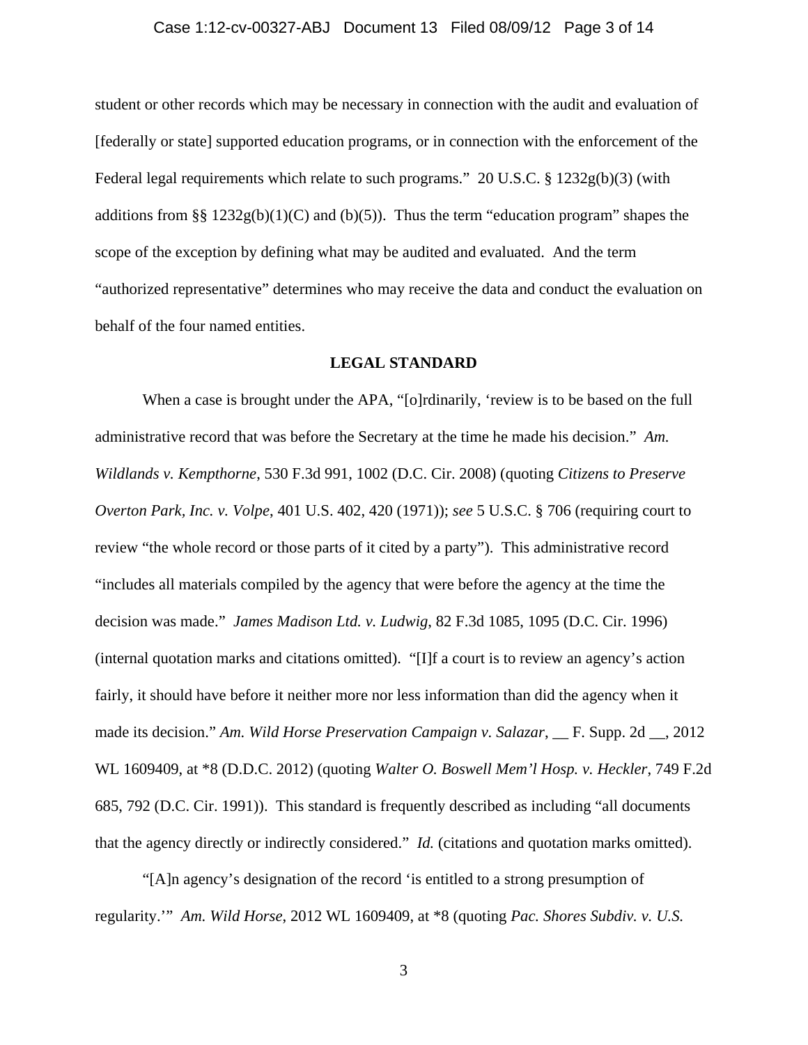student or other records which may be necessary in connection with the audit and evaluation of [federally or state] supported education programs, or in connection with the enforcement of the Federal legal requirements which relate to such programs." 20 U.S.C. § 1232g(b)(3) (with additions from §§ 1232g(b)(1)(C) and (b)(5)). Thus the term "education program" shapes the scope of the exception by defining what may be audited and evaluated. And the term "authorized representative" determines who may receive the data and conduct the evaluation on behalf of the four named entities.

## LEGAL STANDARD

When a case is brought under the APA, "[o]rdinarily, 'review is to be based on the full administrative record that was before the Secretary at the time he made his decision." *Am. Wildlands v. Kempthorne*, 530 F.3d 991, 1002 (D.C. Cir. 2008) (quoting *Citizens to Preserve Overton Park, Inc. v. Volpe*, 401 U.S. 402, 420 (1971)); *see* 5 U.S.C. § 706 (requiring court to review "the whole record or those parts of it cited by a party"). This administrative record "includes all materials compiled by the agency that were before the agency at the time the decision was made." *James Madison Ltd. v. Ludwig*, 82 F.3d 1085, 1095 (D.C. Cir. 1996) (internal quotation marks and citations omitted). "[I]f a court is to review an agency's action fairly, it should have before it neither more nor less information than did the agency when it made its decision." *Am. Wild Horse Preservation Campaign v. Salazar*, __ F. Supp. 2d __, 2012 WL 1609409, at *8 (D.D.C. 2012) (quoting *Walter O. Boswell Mem'l Hosp. v. Heckler*, 749 F.2d 685, 792 (D.C. Cir. 1991)). This standard is frequently described as including "all documents that the agency directly or indirectly considered." *Id.* (citations and quotation marks omitted).

"[A]n agency's designation of the record 'is entitled to a strong presumption of regularity.'" *Am. Wild Horse*, 2012 WL 1609409, at *8 (quoting *Pac. Shores Subdiv. v. U.S.*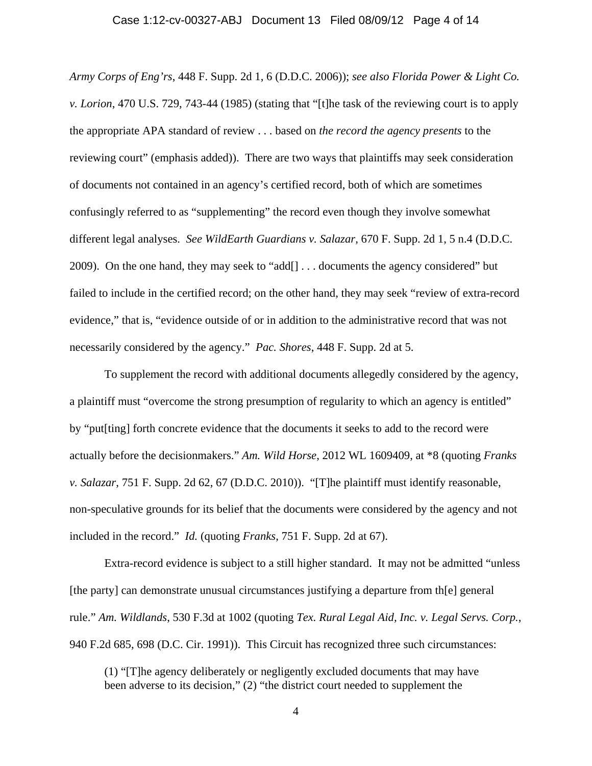*Army Corps of Eng'rs*, 448 F. Supp. 2d 1, 6 (D.D.C. 2006)); *see also Florida Power & Light Co. v. Lorion*, 470 U.S. 729, 743-44 (1985) (stating that "[t]he task of the reviewing court is to apply the appropriate APA standard of review . . . based on *the record the agency presents* to the reviewing court" (emphasis added)). There are two ways that plaintiffs may seek consideration of documents not contained in an agency's certified record, both of which are sometimes confusingly referred to as "supplementing" the record even though they involve somewhat different legal analyses. *See WildEarth Guardians v. Salazar*, 670 F. Supp. 2d 1, 5 n.4 (D.D.C. 2009). On the one hand, they may seek to "add[] . . . documents the agency considered" but failed to include in the certified record; on the other hand, they may seek "review of extra-record evidence," that is, "evidence outside of or in addition to the administrative record that was not necessarily considered by the agency." *Pac. Shores*, 448 F. Supp. 2d at 5.

To supplement the record with additional documents allegedly considered by the agency, a plaintiff must "overcome the strong presumption of regularity to which an agency is entitled" by "put[ting] forth concrete evidence that the documents it seeks to add to the record were actually before the decisionmakers." *Am. Wild Horse*, 2012 WL 1609409, at *8 (quoting *Franks v. Salazar*, 751 F. Supp. 2d 62, 67 (D.D.C. 2010)). "[T]he plaintiff must identify reasonable, non-speculative grounds for its belief that the documents were considered by the agency and not included in the record." *Id.* (quoting *Franks*, 751 F. Supp. 2d at 67).

Extra-record evidence is subject to a still higher standard. It may not be admitted "unless [the party] can demonstrate unusual circumstances justifying a departure from th[e] general rule." *Am. Wildlands*, 530 F.3d at 1002 (quoting *Tex. Rural Legal Aid, Inc. v. Legal Servs. Corp.*, 940 F.2d 685, 698 (D.C. Cir. 1991)). This Circuit has recognized three such circumstances:

> (1) "[T]he agency deliberately or negligently excluded documents that may have been adverse to its decision," (2) "the district court needed to supplement the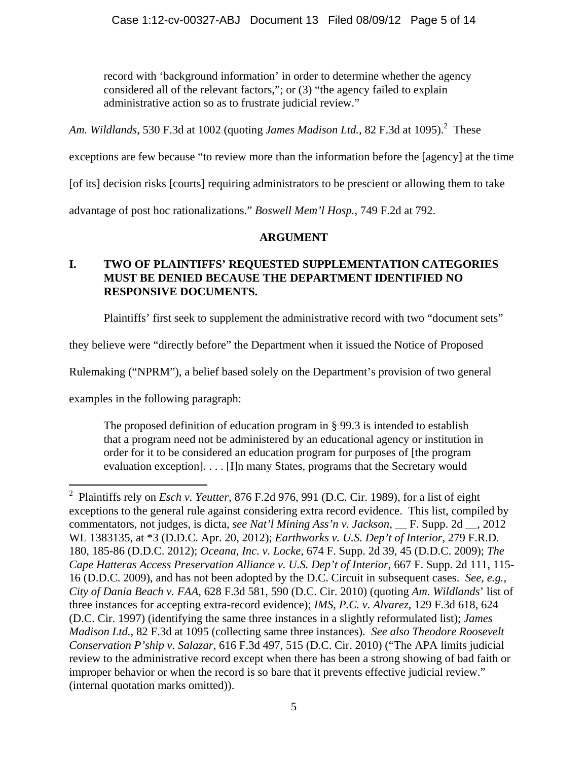> record with 'background information' in order to determine whether the agency considered all of the relevant factors,"; or (3) "the agency failed to explain administrative action so as to frustrate judicial review."

*Am. Wildlands*, 530 F.3d at 1002 (quoting *James Madison Ltd.*, 82 F.3d at 1095).[2] These exceptions are few because "to review more than the information before the [agency] at the time [of its] decision risks [courts] requiring administrators to be prescient or allowing them to take advantage of post hoc rationalizations." *Boswell Mem'l Hosp.*, 749 F.2d at 792.

## ARGUMENT

### I. TWO OF PLAINTIFFS' REQUESTED SUPPLEMENTATION CATEGORIES MUST BE DENIED BECAUSE THE DEPARTMENT IDENTIFIED NO RESPONSIVE DOCUMENTS.

Plaintiffs' first seek to supplement the administrative record with two "document sets" they believe were "directly before" the Department when it issued the Notice of Proposed Rulemaking ("NPRM"), a belief based solely on the Department's provision of two general examples in the following paragraph:

> The proposed definition of education program in § 99.3 is intended to establish that a program need not be administered by an educational agency or institution in order for it to be considered an education program for purposes of [the program evaluation exception]. . . . [I]n many States, programs that the Secretary would

---

[2] Plaintiffs rely on *Esch v. Yeutter*, 876 F.2d 976, 991 (D.C. Cir. 1989), for a list of eight exceptions to the general rule against considering extra record evidence. This list, compiled by commentators, not judges, is dicta, *see Nat'l Mining Ass'n v. Jackson*, __ F. Supp. 2d __, 2012 WL 1383135, at *3 (D.D.C. Apr. 20, 2012); *Earthworks v. U.S. Dep't of Interior*, 279 F.R.D. 180, 185-86 (D.D.C. 2012); *Oceana, Inc. v. Locke*, 674 F. Supp. 2d 39, 45 (D.D.C. 2009); *The Cape Hatteras Access Preservation Alliance v. U.S. Dep't of Interior*, 667 F. Supp. 2d 111, 115-16 (D.D.C. 2009), and has not been adopted by the D.C. Circuit in subsequent cases. *See, e.g.*, *City of Dania Beach v. FAA*, 628 F.3d 581, 590 (D.C. Cir. 2010) (quoting *Am. Wildlands*' list of three instances for accepting extra-record evidence); *IMS, P.C. v. Alvarez*, 129 F.3d 618, 624 (D.C. Cir. 1997) (identifying the same three instances in a slightly reformulated list); *James Madison Ltd.*, 82 F.3d at 1095 (collecting same three instances). *See also Theodore Roosevelt Conservation P'ship v. Salazar*, 616 F.3d 497, 515 (D.C. Cir. 2010) ("The APA limits judicial review to the administrative record except when there has been a strong showing of bad faith or improper behavior or when the record is so bare that it prevents effective judicial review." (internal quotation marks omitted)).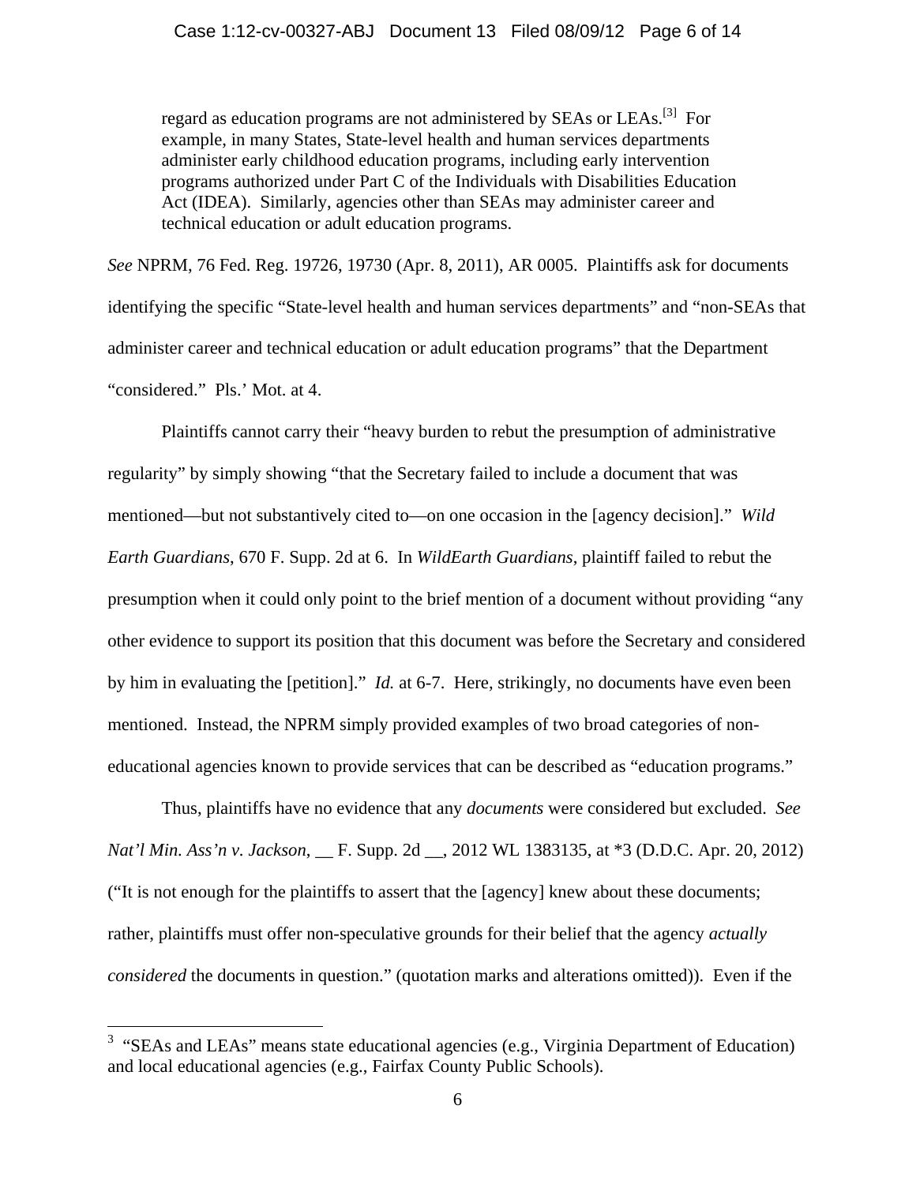> regard as education programs are not administered by SEAs or LEAs.[3] For example, in many States, State-level health and human services departments administer early childhood education programs, including early intervention programs authorized under Part C of the Individuals with Disabilities Education Act (IDEA). Similarly, agencies other than SEAs may administer career and technical education or adult education programs.

*See* NPRM, 76 Fed. Reg. 19726, 19730 (Apr. 8, 2011), AR 0005. Plaintiffs ask for documents identifying the specific "State-level health and human services departments" and "non-SEAs that administer career and technical education or adult education programs" that the Department "considered." Pls.' Mot. at 4.

Plaintiffs cannot carry their "heavy burden to rebut the presumption of administrative regularity" by simply showing "that the Secretary failed to include a document that was mentioned—but not substantively cited to—on one occasion in the [agency decision]." *Wild Earth Guardians*, 670 F. Supp. 2d at 6. In *WildEarth Guardians*, plaintiff failed to rebut the presumption when it could only point to the brief mention of a document without providing "any other evidence to support its position that this document was before the Secretary and considered by him in evaluating the [petition]." *Id.* at 6-7. Here, strikingly, no documents have even been mentioned. Instead, the NPRM simply provided examples of two broad categories of non-educational agencies known to provide services that can be described as "education programs."

Thus, plaintiffs have no evidence that any *documents* were considered but excluded. *See Nat'l Min. Ass'n v. Jackson*, __ F. Supp. 2d __, 2012 WL 1383135, at *3 (D.D.C. Apr. 20, 2012) ("It is not enough for the plaintiffs to assert that the [agency] knew about these documents; rather, plaintiffs must offer non-speculative grounds for their belief that the agency *actually considered* the documents in question." (quotation marks and alterations omitted)). Even if the

---

[3] "SEAs and LEAs" means state educational agencies (e.g., Virginia Department of Education) and local educational agencies (e.g., Fairfax County Public Schools).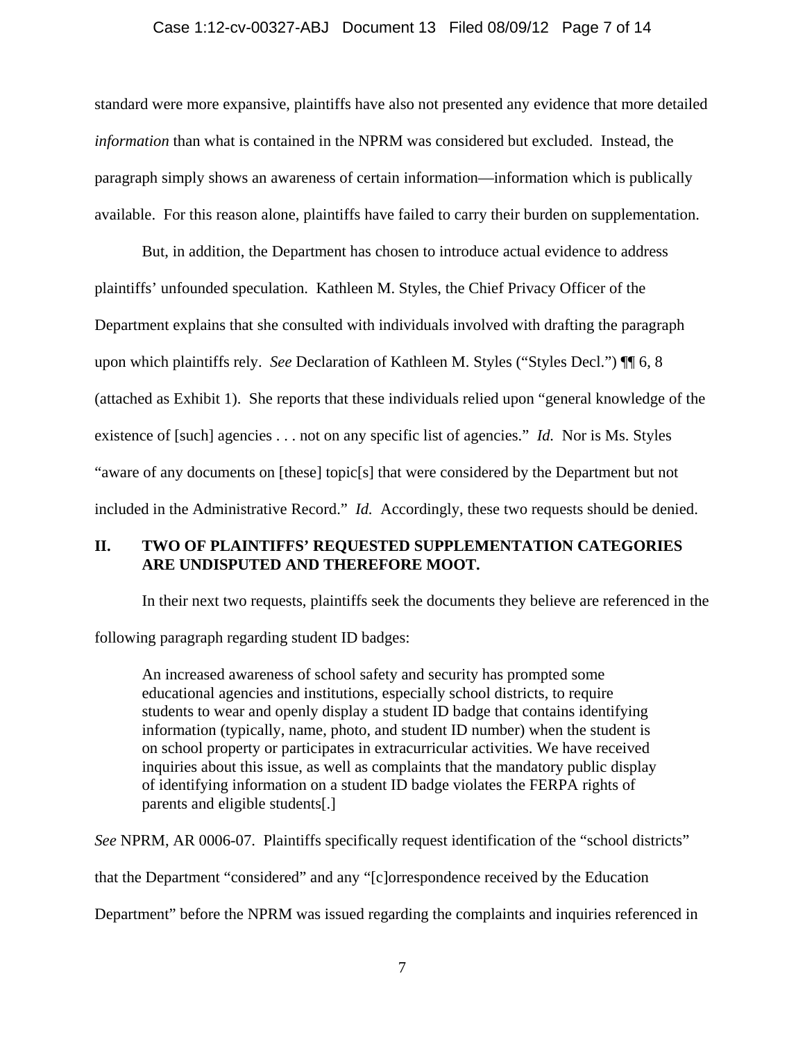standard were more expansive, plaintiffs have also not presented any evidence that more detailed *information* than what is contained in the NPRM was considered but excluded. Instead, the paragraph simply shows an awareness of certain information—information which is publically available. For this reason alone, plaintiffs have failed to carry their burden on supplementation.

But, in addition, the Department has chosen to introduce actual evidence to address plaintiffs' unfounded speculation. Kathleen M. Styles, the Chief Privacy Officer of the Department explains that she consulted with individuals involved with drafting the paragraph upon which plaintiffs rely. *See* Declaration of Kathleen M. Styles ("Styles Decl.") ¶¶ 6, 8 (attached as Exhibit 1). She reports that these individuals relied upon "general knowledge of the existence of [such] agencies . . . not on any specific list of agencies." *Id.* Nor is Ms. Styles "aware of any documents on [these] topic[s] that were considered by the Department but not included in the Administrative Record." *Id.* Accordingly, these two requests should be denied.

## II. TWO OF PLAINTIFFS' REQUESTED SUPPLEMENTATION CATEGORIES ARE UNDISPUTED AND THEREFORE MOOT.

In their next two requests, plaintiffs seek the documents they believe are referenced in the following paragraph regarding student ID badges:

> An increased awareness of school safety and security has prompted some educational agencies and institutions, especially school districts, to require students to wear and openly display a student ID badge that contains identifying information (typically, name, photo, and student ID number) when the student is on school property or participates in extracurricular activities. We have received inquiries about this issue, as well as complaints that the mandatory public display of identifying information on a student ID badge violates the FERPA rights of parents and eligible students[.]

*See* NPRM, AR 0006-07. Plaintiffs specifically request identification of the "school districts" that the Department "considered" and any "[c]orrespondence received by the Education Department" before the NPRM was issued regarding the complaints and inquiries referenced in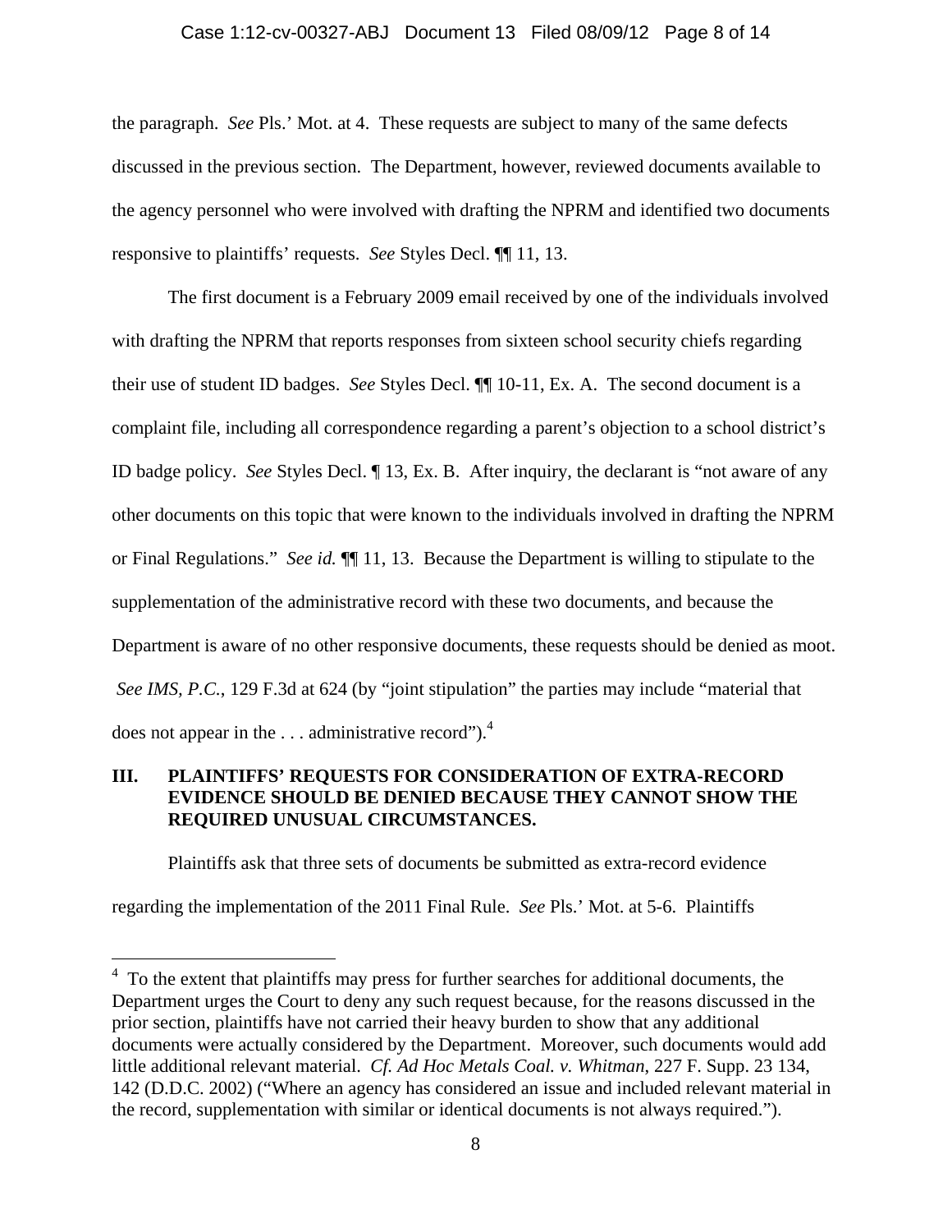the paragraph. *See* Pls.' Mot. at 4. These requests are subject to many of the same defects discussed in the previous section. The Department, however, reviewed documents available to the agency personnel who were involved with drafting the NPRM and identified two documents responsive to plaintiffs' requests. *See* Styles Decl. ¶¶ 11, 13.

The first document is a February 2009 email received by one of the individuals involved with drafting the NPRM that reports responses from sixteen school security chiefs regarding their use of student ID badges. *See* Styles Decl. ¶¶ 10-11, Ex. A. The second document is a complaint file, including all correspondence regarding a parent's objection to a school district's ID badge policy. *See* Styles Decl. ¶ 13, Ex. B. After inquiry, the declarant is "not aware of any other documents on this topic that were known to the individuals involved in drafting the NPRM or Final Regulations." *See id.* ¶¶ 11, 13. Because the Department is willing to stipulate to the supplementation of the administrative record with these two documents, and because the Department is aware of no other responsive documents, these requests should be denied as moot. *See IMS, P.C.*, 129 F.3d at 624 (by "joint stipulation" the parties may include "material that does not appear in the . . . administrative record").[4]

## III. PLAINTIFFS' REQUESTS FOR CONSIDERATION OF EXTRA-RECORD EVIDENCE SHOULD BE DENIED BECAUSE THEY CANNOT SHOW THE REQUIRED UNUSUAL CIRCUMSTANCES.

Plaintiffs ask that three sets of documents be submitted as extra-record evidence regarding the implementation of the 2011 Final Rule. *See* Pls.' Mot. at 5-6. Plaintiffs

---

[4] To the extent that plaintiffs may press for further searches for additional documents, the Department urges the Court to deny any such request because, for the reasons discussed in the prior section, plaintiffs have not carried their heavy burden to show that any additional documents were actually considered by the Department. Moreover, such documents would add little additional relevant material. *Cf. Ad Hoc Metals Coal. v. Whitman*, 227 F. Supp. 23 134, 142 (D.D.C. 2002) ("Where an agency has considered an issue and included relevant material in the record, supplementation with similar or identical documents is not always required.").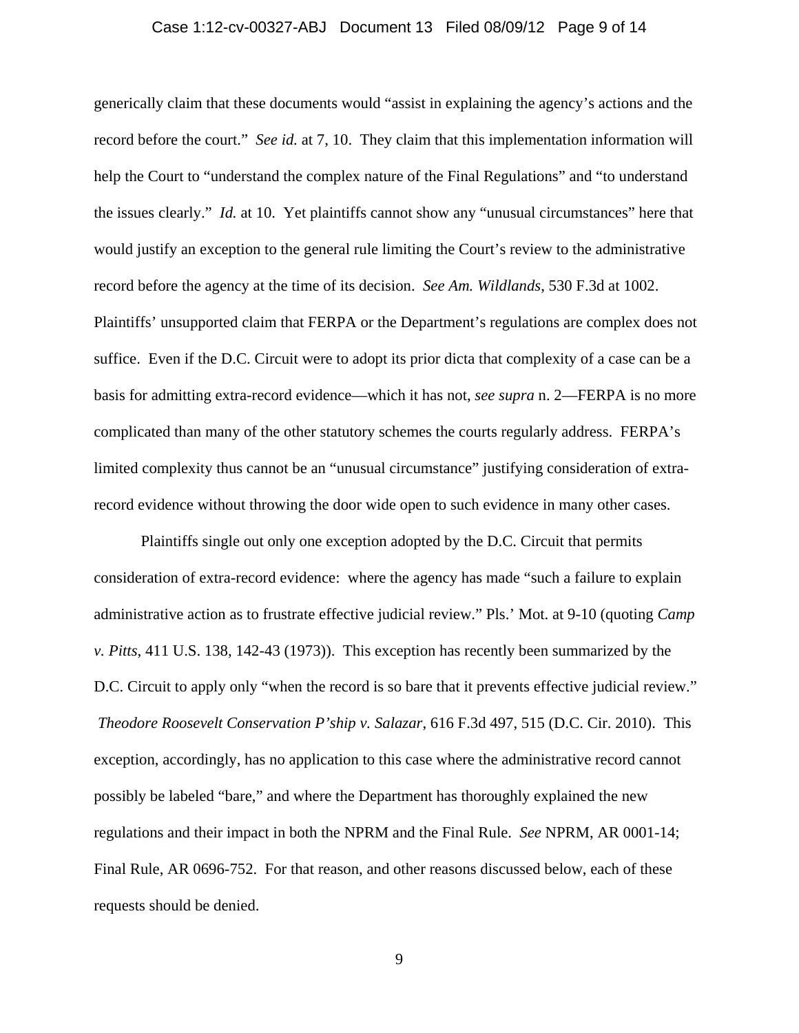generically claim that these documents would "assist in explaining the agency's actions and the record before the court." *See id.* at 7, 10. They claim that this implementation information will help the Court to "understand the complex nature of the Final Regulations" and "to understand the issues clearly." *Id.* at 10. Yet plaintiffs cannot show any "unusual circumstances" here that would justify an exception to the general rule limiting the Court's review to the administrative record before the agency at the time of its decision. *See Am. Wildlands*, 530 F.3d at 1002. Plaintiffs' unsupported claim that FERPA or the Department's regulations are complex does not suffice. Even if the D.C. Circuit were to adopt its prior dicta that complexity of a case can be a basis for admitting extra-record evidence—which it has not, *see supra* n. 2—FERPA is no more complicated than many of the other statutory schemes the courts regularly address. FERPA's limited complexity thus cannot be an "unusual circumstance" justifying consideration of extra-record evidence without throwing the door wide open to such evidence in many other cases.

Plaintiffs single out only one exception adopted by the D.C. Circuit that permits consideration of extra-record evidence: where the agency has made "such a failure to explain administrative action as to frustrate effective judicial review." Pls.' Mot. at 9-10 (quoting *Camp v. Pitts*, 411 U.S. 138, 142-43 (1973)). This exception has recently been summarized by the D.C. Circuit to apply only "when the record is so bare that it prevents effective judicial review." *Theodore Roosevelt Conservation P'ship v. Salazar*, 616 F.3d 497, 515 (D.C. Cir. 2010). This exception, accordingly, has no application to this case where the administrative record cannot possibly be labeled "bare," and where the Department has thoroughly explained the new regulations and their impact in both the NPRM and the Final Rule. *See* NPRM, AR 0001-14; Final Rule, AR 0696-752. For that reason, and other reasons discussed below, each of these requests should be denied.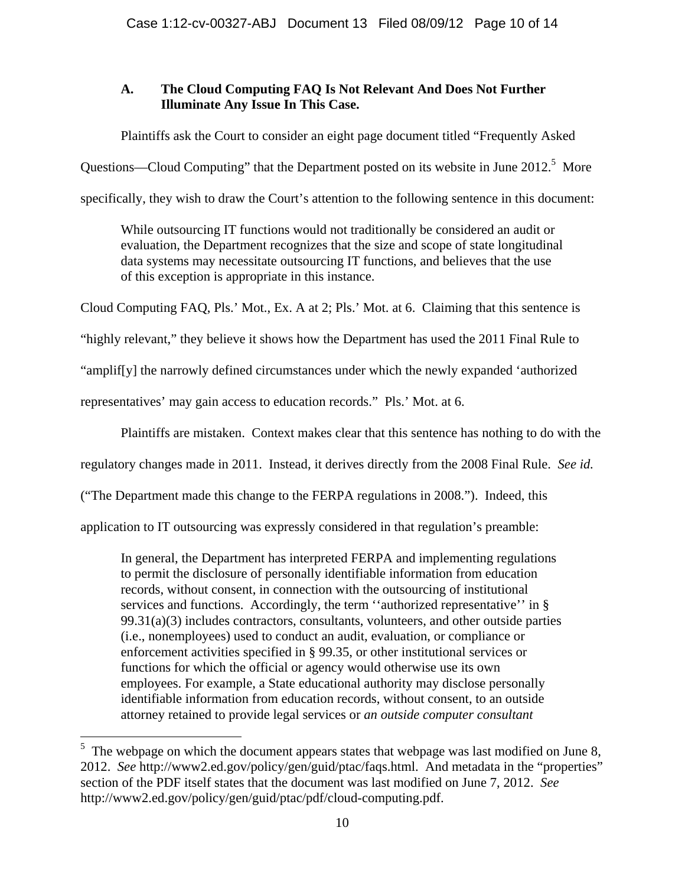### A. The Cloud Computing FAQ Is Not Relevant And Does Not Further Illuminate Any Issue In This Case.

Plaintiffs ask the Court to consider an eight page document titled "Frequently Asked Questions—Cloud Computing" that the Department posted on its website in June 2012.[5] More specifically, they wish to draw the Court's attention to the following sentence in this document:

> While outsourcing IT functions would not traditionally be considered an audit or evaluation, the Department recognizes that the size and scope of state longitudinal data systems may necessitate outsourcing IT functions, and believes that the use of this exception is appropriate in this instance.

Cloud Computing FAQ, Pls.' Mot., Ex. A at 2; Pls.' Mot. at 6. Claiming that this sentence is "highly relevant," they believe it shows how the Department has used the 2011 Final Rule to "amplif[y] the narrowly defined circumstances under which the newly expanded 'authorized representatives' may gain access to education records." Pls.' Mot. at 6.

Plaintiffs are mistaken. Context makes clear that this sentence has nothing to do with the regulatory changes made in 2011. Instead, it derives directly from the 2008 Final Rule. *See id.* ("The Department made this change to the FERPA regulations in 2008."). Indeed, this application to IT outsourcing was expressly considered in that regulation's preamble:

> In general, the Department has interpreted FERPA and implementing regulations to permit the disclosure of personally identifiable information from education records, without consent, in connection with the outsourcing of institutional services and functions. Accordingly, the term ''authorized representative'' in § 99.31(a)(3) includes contractors, consultants, volunteers, and other outside parties (i.e., nonemployees) used to conduct an audit, evaluation, or compliance or enforcement activities specified in § 99.35, or other institutional services or functions for which the official or agency would otherwise use its own employees. For example, a State educational authority may disclose personally identifiable information from education records, without consent, to an outside attorney retained to provide legal services or *an outside computer consultant*

---

[5] The webpage on which the document appears states that webpage was last modified on June 8, 2012. *See* http://www2.ed.gov/policy/gen/guid/ptac/faqs.html. And metadata in the "properties" section of the PDF itself states that the document was last modified on June 7, 2012. *See* http://www2.ed.gov/policy/gen/guid/ptac/pdf/cloud-computing.pdf.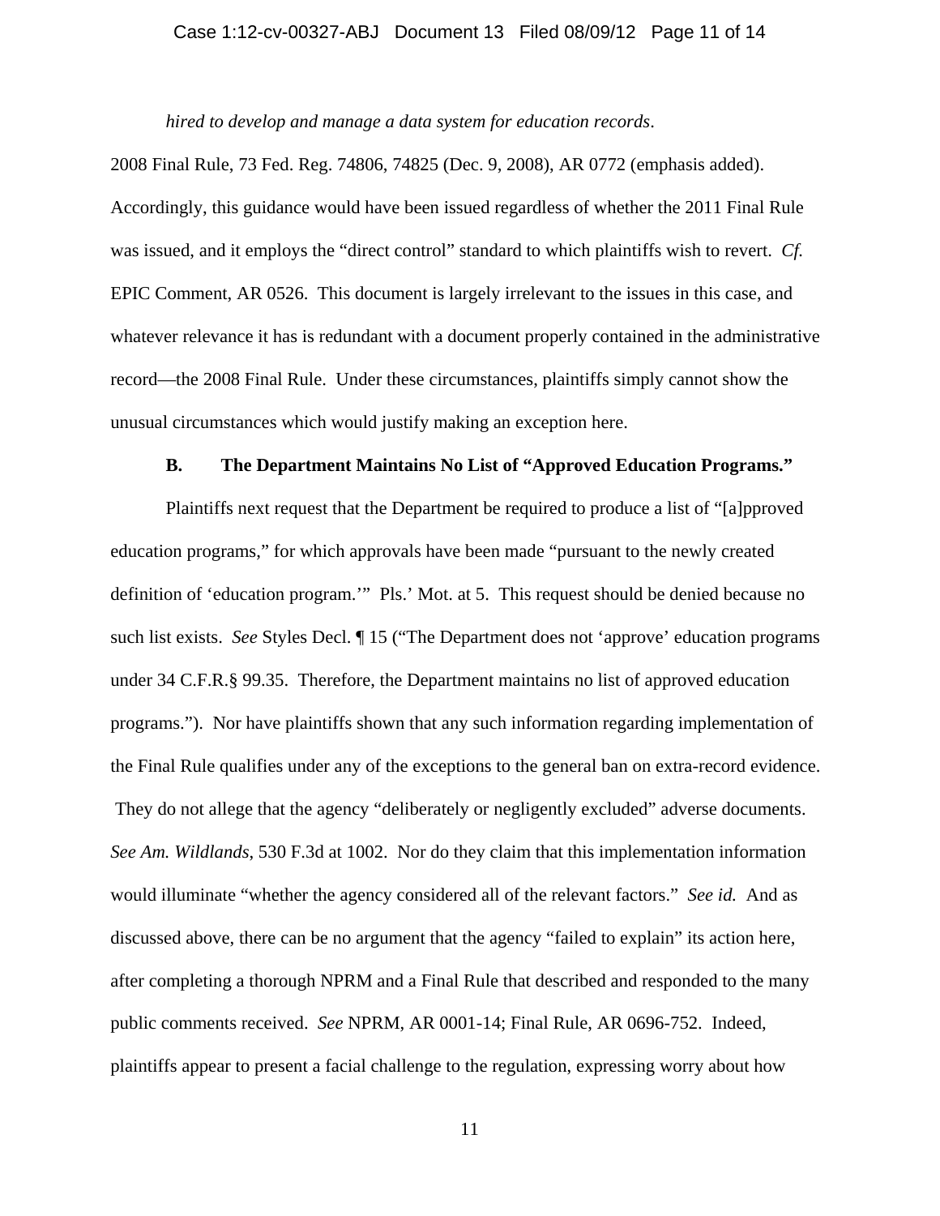*hired to develop and manage a data system for education records*.

2008 Final Rule, 73 Fed. Reg. 74806, 74825 (Dec. 9, 2008), AR 0772 (emphasis added). Accordingly, this guidance would have been issued regardless of whether the 2011 Final Rule was issued, and it employs the "direct control" standard to which plaintiffs wish to revert. *Cf.* EPIC Comment, AR 0526. This document is largely irrelevant to the issues in this case, and whatever relevance it has is redundant with a document properly contained in the administrative record—the 2008 Final Rule. Under these circumstances, plaintiffs simply cannot show the unusual circumstances which would justify making an exception here.

### B. The Department Maintains No List of "Approved Education Programs."

Plaintiffs next request that the Department be required to produce a list of "[a]pproved education programs," for which approvals have been made "pursuant to the newly created definition of 'education program.'" Pls.' Mot. at 5. This request should be denied because no such list exists. *See* Styles Decl. ¶ 15 ("The Department does not 'approve' education programs under 34 C.F.R.§ 99.35. Therefore, the Department maintains no list of approved education programs."). Nor have plaintiffs shown that any such information regarding implementation of the Final Rule qualifies under any of the exceptions to the general ban on extra-record evidence. They do not allege that the agency "deliberately or negligently excluded" adverse documents. *See Am. Wildlands*, 530 F.3d at 1002. Nor do they claim that this implementation information would illuminate "whether the agency considered all of the relevant factors." *See id.* And as discussed above, there can be no argument that the agency "failed to explain" its action here, after completing a thorough NPRM and a Final Rule that described and responded to the many public comments received. *See* NPRM, AR 0001-14; Final Rule, AR 0696-752. Indeed, plaintiffs appear to present a facial challenge to the regulation, expressing worry about how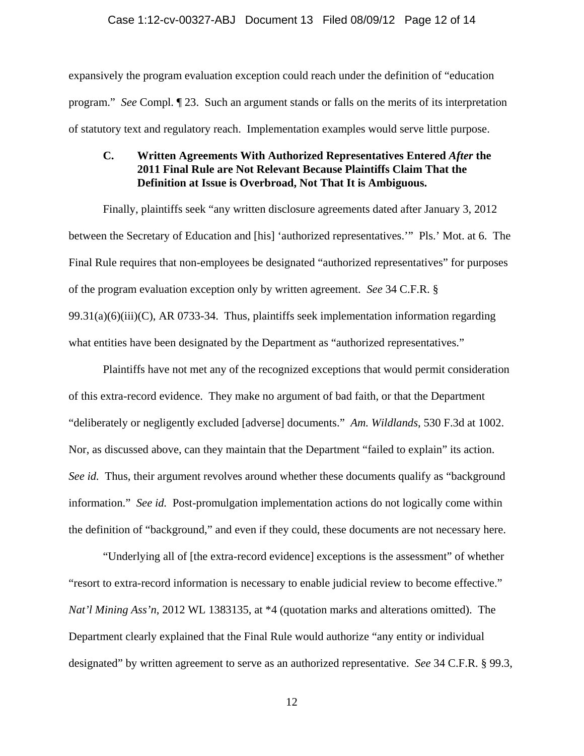expansively the program evaluation exception could reach under the definition of "education program." *See* Compl. ¶ 23. Such an argument stands or falls on the merits of its interpretation of statutory text and regulatory reach. Implementation examples would serve little purpose.

### C. Written Agreements With Authorized Representatives Entered *After* the 2011 Final Rule are Not Relevant Because Plaintiffs Claim That the Definition at Issue is Overbroad, Not That It is Ambiguous.

Finally, plaintiffs seek "any written disclosure agreements dated after January 3, 2012 between the Secretary of Education and [his] 'authorized representatives.'" Pls.' Mot. at 6. The Final Rule requires that non-employees be designated "authorized representatives" for purposes of the program evaluation exception only by written agreement. *See* 34 C.F.R. § 99.31(a)(6)(iii)(C), AR 0733-34. Thus, plaintiffs seek implementation information regarding what entities have been designated by the Department as "authorized representatives."

Plaintiffs have not met any of the recognized exceptions that would permit consideration of this extra-record evidence. They make no argument of bad faith, or that the Department "deliberately or negligently excluded [adverse] documents." *Am. Wildlands*, 530 F.3d at 1002. Nor, as discussed above, can they maintain that the Department "failed to explain" its action. *See id.* Thus, their argument revolves around whether these documents qualify as "background information." *See id.* Post-promulgation implementation actions do not logically come within the definition of "background," and even if they could, these documents are not necessary here.

"Underlying all of [the extra-record evidence] exceptions is the assessment" of whether "resort to extra-record information is necessary to enable judicial review to become effective." *Nat'l Mining Ass'n*, 2012 WL 1383135, at *4 (quotation marks and alterations omitted). The Department clearly explained that the Final Rule would authorize "any entity or individual designated" by written agreement to serve as an authorized representative. *See* 34 C.F.R. § 99.3,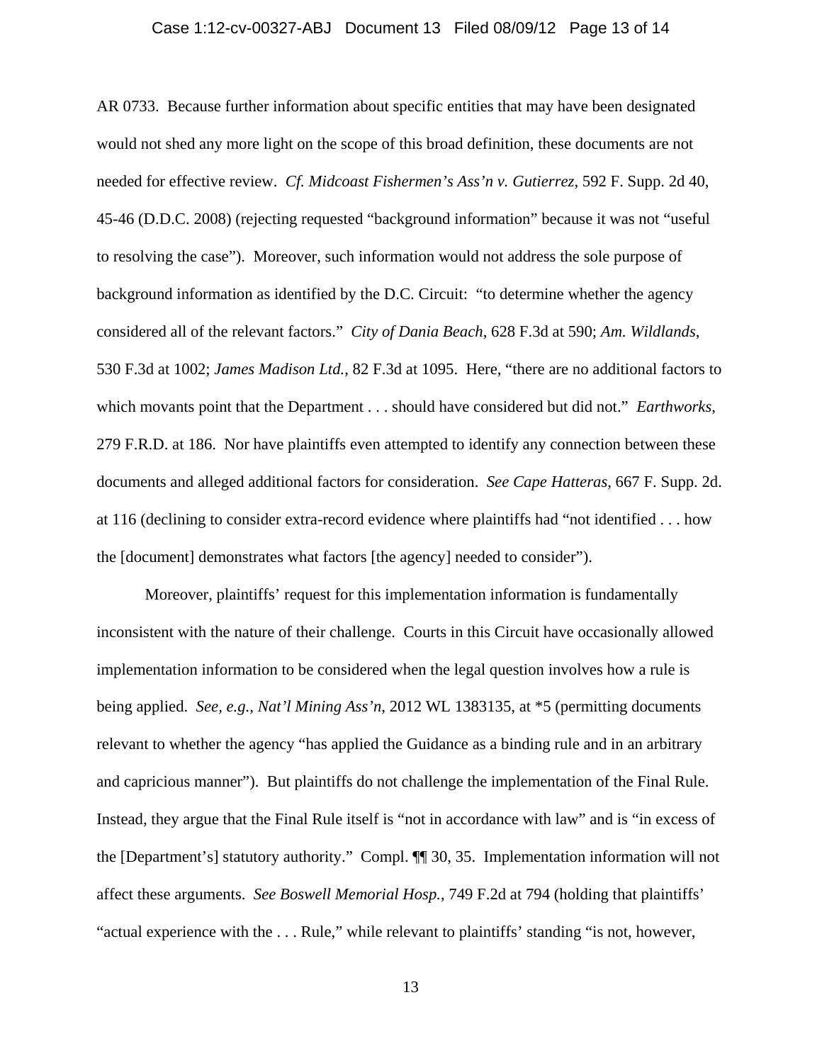AR 0733. Because further information about specific entities that may have been designated would not shed any more light on the scope of this broad definition, these documents are not needed for effective review. *Cf. Midcoast Fishermen's Ass'n v. Gutierrez*, 592 F. Supp. 2d 40, 45-46 (D.D.C. 2008) (rejecting requested "background information" because it was not "useful to resolving the case"). Moreover, such information would not address the sole purpose of background information as identified by the D.C. Circuit: "to determine whether the agency considered all of the relevant factors." *City of Dania Beach*, 628 F.3d at 590; *Am. Wildlands*, 530 F.3d at 1002; *James Madison Ltd.*, 82 F.3d at 1095. Here, "there are no additional factors to which movants point that the Department . . . should have considered but did not." *Earthworks*, 279 F.R.D. at 186. Nor have plaintiffs even attempted to identify any connection between these documents and alleged additional factors for consideration. *See Cape Hatteras*, 667 F. Supp. 2d. at 116 (declining to consider extra-record evidence where plaintiffs had "not identified . . . how the [document] demonstrates what factors [the agency] needed to consider").

Moreover, plaintiffs' request for this implementation information is fundamentally inconsistent with the nature of their challenge. Courts in this Circuit have occasionally allowed implementation information to be considered when the legal question involves how a rule is being applied. *See, e.g.*, *Nat'l Mining Ass'n*, 2012 WL 1383135, at *5 (permitting documents relevant to whether the agency "has applied the Guidance as a binding rule and in an arbitrary and capricious manner"). But plaintiffs do not challenge the implementation of the Final Rule. Instead, they argue that the Final Rule itself is "not in accordance with law" and is "in excess of the [Department's] statutory authority." Compl. ¶¶ 30, 35. Implementation information will not affect these arguments. *See Boswell Memorial Hosp.*, 749 F.2d at 794 (holding that plaintiffs' "actual experience with the . . . Rule," while relevant to plaintiffs' standing "is not, however,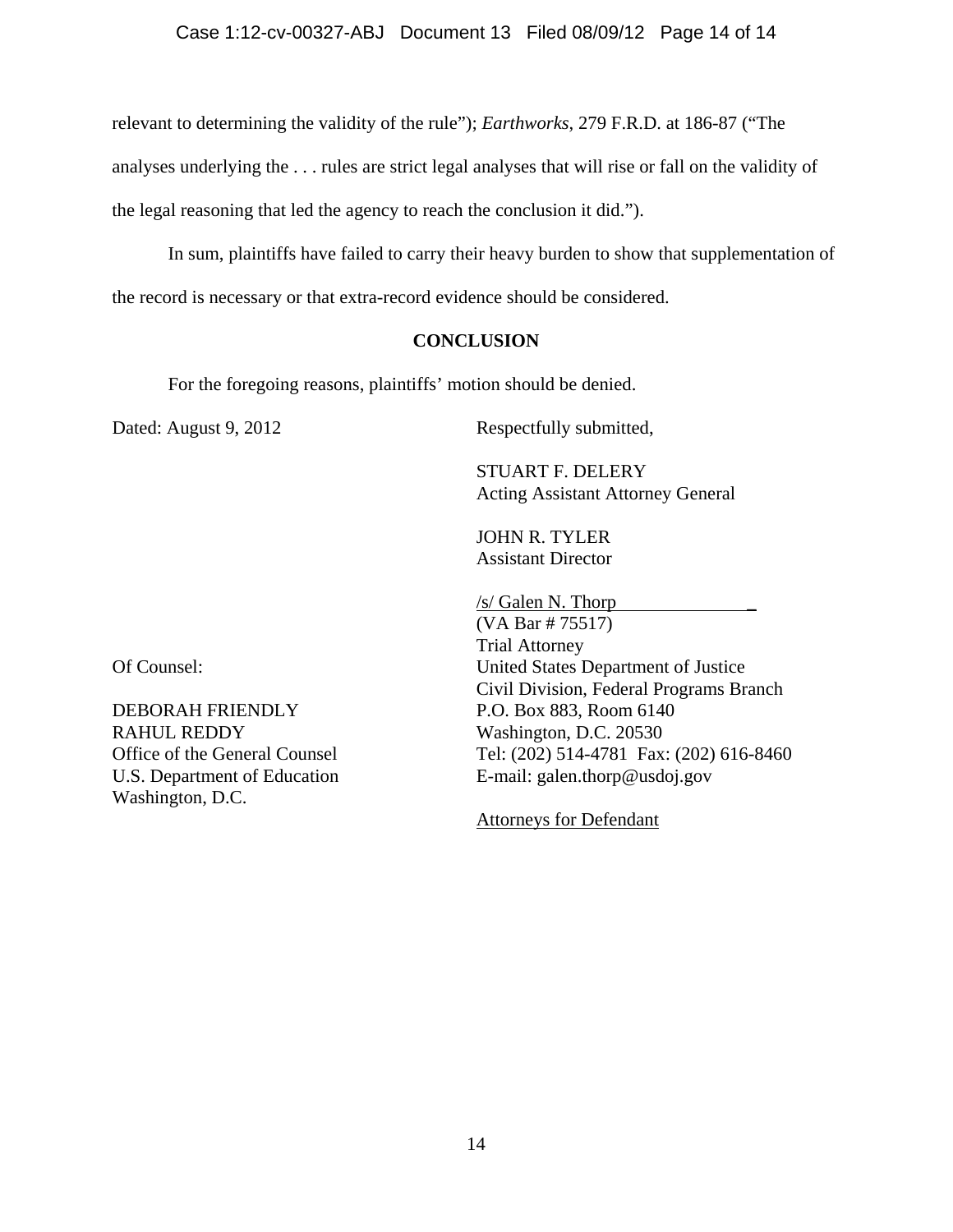relevant to determining the validity of the rule"); *Earthworks*, 279 F.R.D. at 186-87 ("The analyses underlying the . . . rules are strict legal analyses that will rise or fall on the validity of the legal reasoning that led the agency to reach the conclusion it did.").

In sum, plaintiffs have failed to carry their heavy burden to show that supplementation of the record is necessary or that extra-record evidence should be considered.

## CONCLUSION

For the foregoing reasons, plaintiffs' motion should be denied.

Dated: August 9, 2012

Respectfully submitted,

STUART F. DELERY
Acting Assistant Attorney General

JOHN R. TYLER
Assistant Director

/s/ Galen N. Thorp
(VA Bar # 75517)
Trial Attorney
United States Department of Justice
Civil Division, Federal Programs Branch
P.O. Box 883, Room 6140
Washington, D.C. 20530
Tel: (202) 514-4781 Fax: (202) 616-8460
E-mail: galen.thorp@usdoj.gov

Attorneys for Defendant

Of Counsel:

DEBORAH FRIENDLY
RAHUL REDDY
Office of the General Counsel
U.S. Department of Education
Washington, D.C.